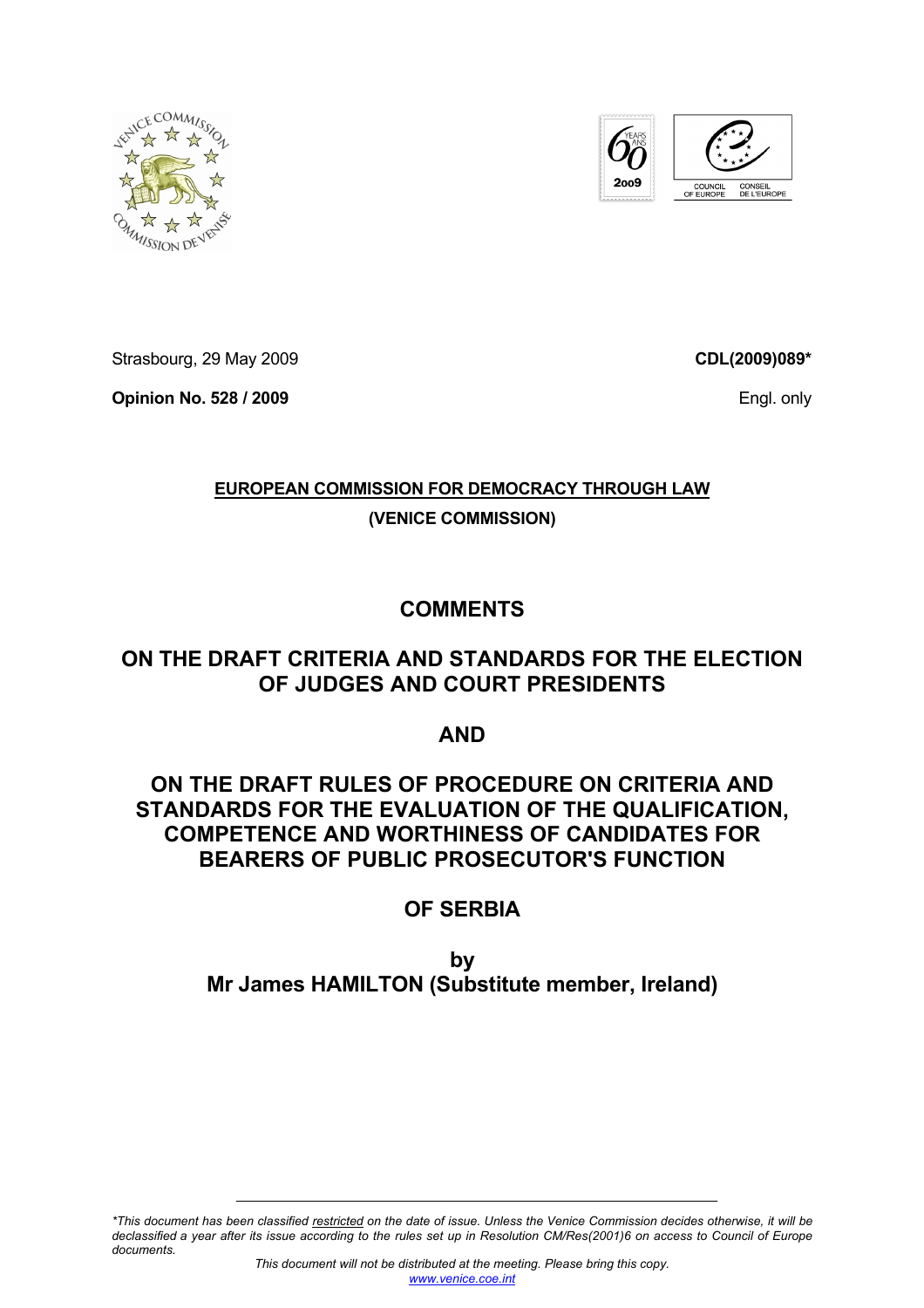Strasbourg, 29 May 2009

**CDL(2009)089***

**Opinion No. 528 / 2009**

Engl. only

**EUROPEAN COMMISSION FOR DEMOCRACY THROUGH LAW**

**(VENICE COMMISSION)**

# COMMENTS

# ON THE DRAFT CRITERIA AND STANDARDS FOR THE ELECTION OF JUDGES AND COURT PRESIDENTS

# AND

# ON THE DRAFT RULES OF PROCEDURE ON CRITERIA AND STANDARDS FOR THE EVALUATION OF THE QUALIFICATION, COMPETENCE AND WORTHINESS OF CANDIDATES FOR BEARERS OF PUBLIC PROSECUTOR'S FUNCTION

# OF SERBIA

**by**
**Mr James HAMILTON (Substitute member, Ireland)**

---

*\*This document has been classified restricted on the date of issue. Unless the Venice Commission decides otherwise, it will be declassified a year after its issue according to the rules set up in Resolution CM/Res(2001)6 on access to Council of Europe documents.*

*This document will not be distributed at the meeting. Please bring this copy.*
www.venice.coe.int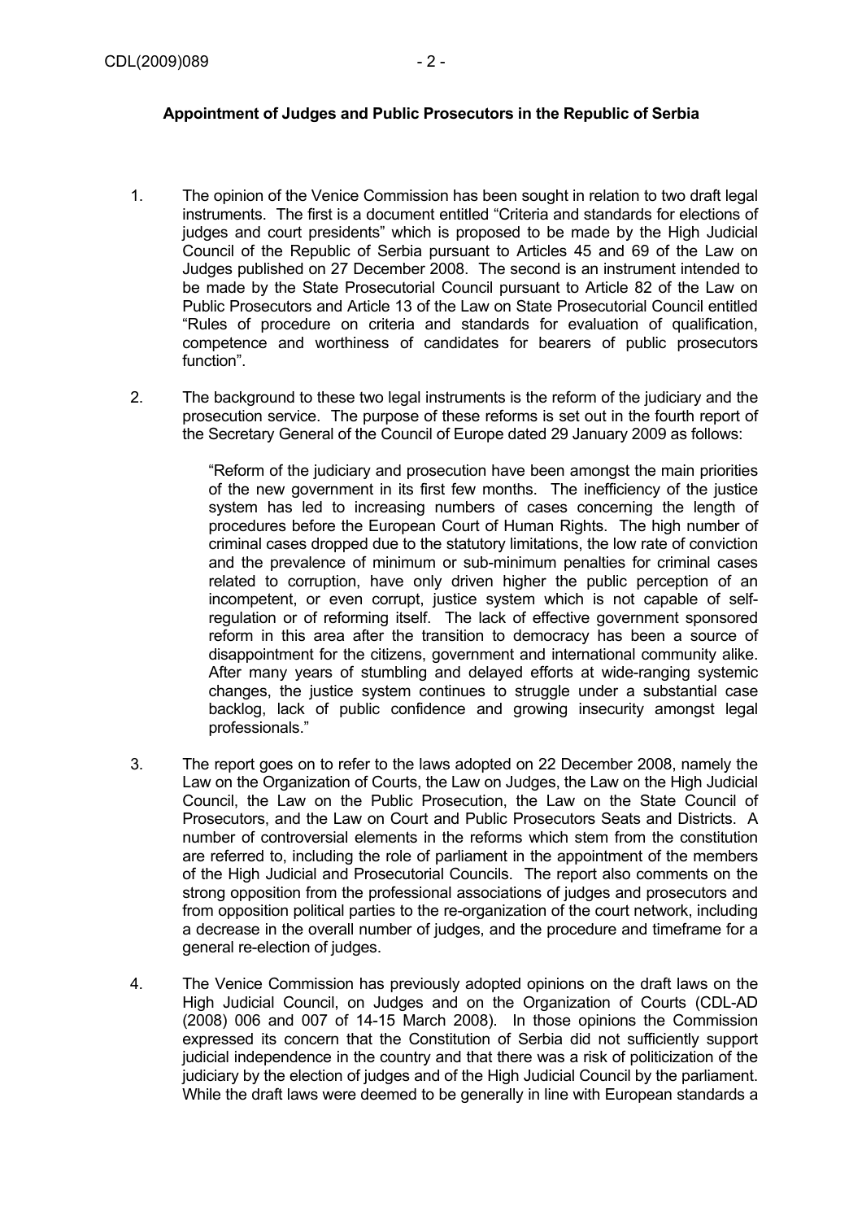**Appointment of Judges and Public Prosecutors in the Republic of Serbia**

1. The opinion of the Venice Commission has been sought in relation to two draft legal instruments. The first is a document entitled "Criteria and standards for elections of judges and court presidents" which is proposed to be made by the High Judicial Council of the Republic of Serbia pursuant to Articles 45 and 69 of the Law on Judges published on 27 December 2008. The second is an instrument intended to be made by the State Prosecutorial Council pursuant to Article 82 of the Law on Public Prosecutors and Article 13 of the Law on State Prosecutorial Council entitled "Rules of procedure on criteria and standards for evaluation of qualification, competence and worthiness of candidates for bearers of public prosecutors function".

2. The background to these two legal instruments is the reform of the judiciary and the prosecution service. The purpose of these reforms is set out in the fourth report of the Secretary General of the Council of Europe dated 29 January 2009 as follows:

   "Reform of the judiciary and prosecution have been amongst the main priorities of the new government in its first few months. The inefficiency of the justice system has led to increasing numbers of cases concerning the length of procedures before the European Court of Human Rights. The high number of criminal cases dropped due to the statutory limitations, the low rate of conviction and the prevalence of minimum or sub-minimum penalties for criminal cases related to corruption, have only driven higher the public perception of an incompetent, or even corrupt, justice system which is not capable of self-regulation or of reforming itself. The lack of effective government sponsored reform in this area after the transition to democracy has been a source of disappointment for the citizens, government and international community alike. After many years of stumbling and delayed efforts at wide-ranging systemic changes, the justice system continues to struggle under a substantial case backlog, lack of public confidence and growing insecurity amongst legal professionals."

3. The report goes on to refer to the laws adopted on 22 December 2008, namely the Law on the Organization of Courts, the Law on Judges, the Law on the High Judicial Council, the Law on the Public Prosecution, the Law on the State Council of Prosecutors, and the Law on Court and Public Prosecutors Seats and Districts. A number of controversial elements in the reforms which stem from the constitution are referred to, including the role of parliament in the appointment of the members of the High Judicial and Prosecutorial Councils. The report also comments on the strong opposition from the professional associations of judges and prosecutors and from opposition political parties to the re-organization of the court network, including a decrease in the overall number of judges, and the procedure and timeframe for a general re-election of judges.

4. The Venice Commission has previously adopted opinions on the draft laws on the High Judicial Council, on Judges and on the Organization of Courts (CDL-AD (2008) 006 and 007 of 14-15 March 2008). In those opinions the Commission expressed its concern that the Constitution of Serbia did not sufficiently support judicial independence in the country and that there was a risk of politicization of the judiciary by the election of judges and of the High Judicial Council by the parliament. While the draft laws were deemed to be generally in line with European standards a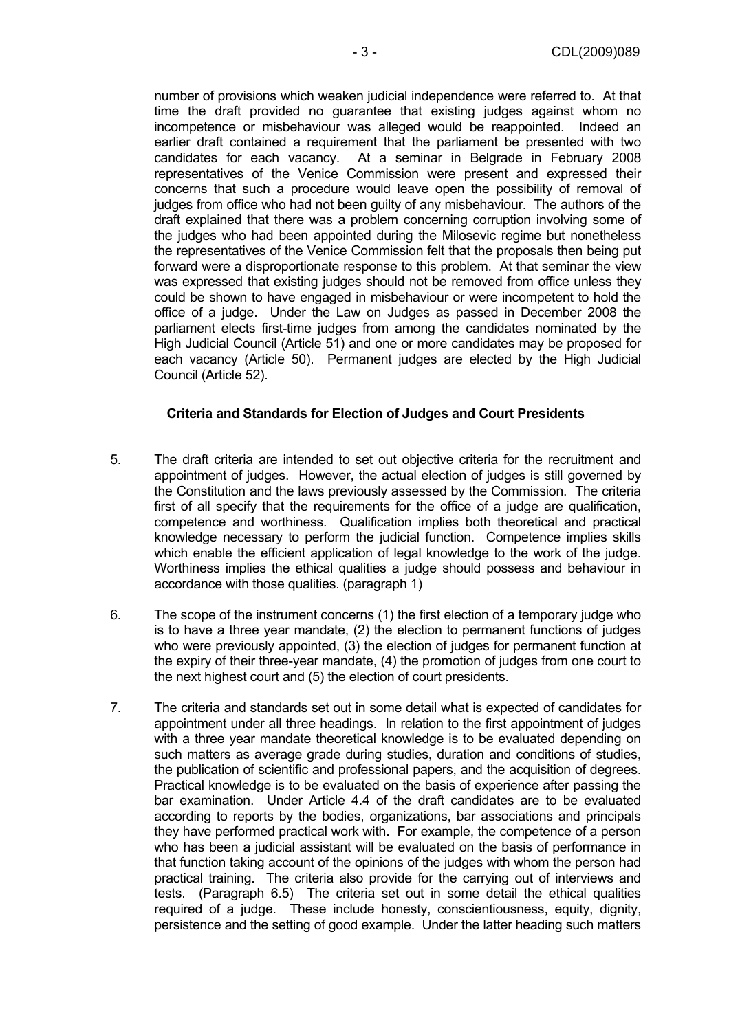number of provisions which weaken judicial independence were referred to. At that time the draft provided no guarantee that existing judges against whom no incompetence or misbehaviour was alleged would be reappointed. Indeed an earlier draft contained a requirement that the parliament be presented with two candidates for each vacancy. At a seminar in Belgrade in February 2008 representatives of the Venice Commission were present and expressed their concerns that such a procedure would leave open the possibility of removal of judges from office who had not been guilty of any misbehaviour. The authors of the draft explained that there was a problem concerning corruption involving some of the judges who had been appointed during the Milosevic regime but nonetheless the representatives of the Venice Commission felt that the proposals then being put forward were a disproportionate response to this problem. At that seminar the view was expressed that existing judges should not be removed from office unless they could be shown to have engaged in misbehaviour or were incompetent to hold the office of a judge. Under the Law on Judges as passed in December 2008 the parliament elects first-time judges from among the candidates nominated by the High Judicial Council (Article 51) and one or more candidates may be proposed for each vacancy (Article 50). Permanent judges are elected by the High Judicial Council (Article 52).

### Criteria and Standards for Election of Judges and Court Presidents

5. The draft criteria are intended to set out objective criteria for the recruitment and appointment of judges. However, the actual election of judges is still governed by the Constitution and the laws previously assessed by the Commission. The criteria first of all specify that the requirements for the office of a judge are qualification, competence and worthiness. Qualification implies both theoretical and practical knowledge necessary to perform the judicial function. Competence implies skills which enable the efficient application of legal knowledge to the work of the judge. Worthiness implies the ethical qualities a judge should possess and behaviour in accordance with those qualities. (paragraph 1)

6. The scope of the instrument concerns (1) the first election of a temporary judge who is to have a three year mandate, (2) the election to permanent functions of judges who were previously appointed, (3) the election of judges for permanent function at the expiry of their three-year mandate, (4) the promotion of judges from one court to the next highest court and (5) the election of court presidents.

7. The criteria and standards set out in some detail what is expected of candidates for appointment under all three headings. In relation to the first appointment of judges with a three year mandate theoretical knowledge is to be evaluated depending on such matters as average grade during studies, duration and conditions of studies, the publication of scientific and professional papers, and the acquisition of degrees. Practical knowledge is to be evaluated on the basis of experience after passing the bar examination. Under Article 4.4 of the draft candidates are to be evaluated according to reports by the bodies, organizations, bar associations and principals they have performed practical work with. For example, the competence of a person who has been a judicial assistant will be evaluated on the basis of performance in that function taking account of the opinions of the judges with whom the person had practical training. The criteria also provide for the carrying out of interviews and tests. (Paragraph 6.5) The criteria set out in some detail the ethical qualities required of a judge. These include honesty, conscientiousness, equity, dignity, persistence and the setting of good example. Under the latter heading such matters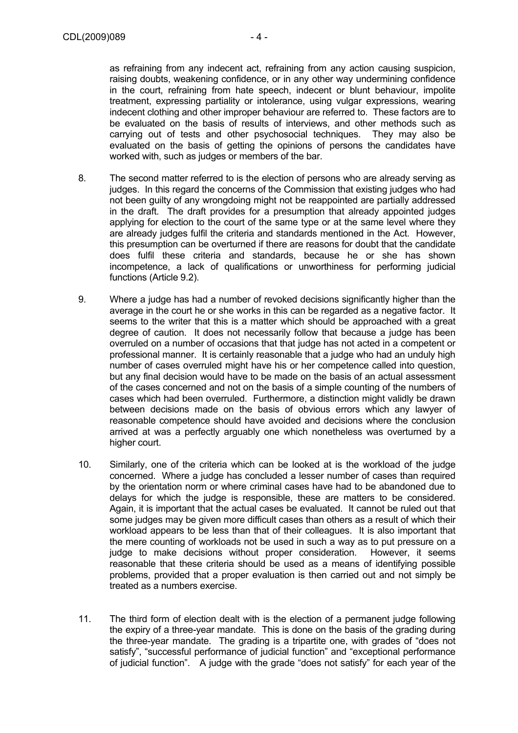as refraining from any indecent act, refraining from any action causing suspicion, raising doubts, weakening confidence, or in any other way undermining confidence in the court, refraining from hate speech, indecent or blunt behaviour, impolite treatment, expressing partiality or intolerance, using vulgar expressions, wearing indecent clothing and other improper behaviour are referred to. These factors are to be evaluated on the basis of results of interviews, and other methods such as carrying out of tests and other psychosocial techniques. They may also be evaluated on the basis of getting the opinions of persons the candidates have worked with, such as judges or members of the bar.

8. The second matter referred to is the election of persons who are already serving as judges. In this regard the concerns of the Commission that existing judges who had not been guilty of any wrongdoing might not be reappointed are partially addressed in the draft. The draft provides for a presumption that already appointed judges applying for election to the court of the same type or at the same level where they are already judges fulfil the criteria and standards mentioned in the Act. However, this presumption can be overturned if there are reasons for doubt that the candidate does fulfil these criteria and standards, because he or she has shown incompetence, a lack of qualifications or unworthiness for performing judicial functions (Article 9.2).

9. Where a judge has had a number of revoked decisions significantly higher than the average in the court he or she works in this can be regarded as a negative factor. It seems to the writer that this is a matter which should be approached with a great degree of caution. It does not necessarily follow that because a judge has been overruled on a number of occasions that that judge has not acted in a competent or professional manner. It is certainly reasonable that a judge who had an unduly high number of cases overruled might have his or her competence called into question, but any final decision would have to be made on the basis of an actual assessment of the cases concerned and not on the basis of a simple counting of the numbers of cases which had been overruled. Furthermore, a distinction might validly be drawn between decisions made on the basis of obvious errors which any lawyer of reasonable competence should have avoided and decisions where the conclusion arrived at was a perfectly arguably one which nonetheless was overturned by a higher court.

10. Similarly, one of the criteria which can be looked at is the workload of the judge concerned. Where a judge has concluded a lesser number of cases than required by the orientation norm or where criminal cases have had to be abandoned due to delays for which the judge is responsible, these are matters to be considered. Again, it is important that the actual cases be evaluated. It cannot be ruled out that some judges may be given more difficult cases than others as a result of which their workload appears to be less than that of their colleagues. It is also important that the mere counting of workloads not be used in such a way as to put pressure on a judge to make decisions without proper consideration. However, it seems reasonable that these criteria should be used as a means of identifying possible problems, provided that a proper evaluation is then carried out and not simply be treated as a numbers exercise.

11. The third form of election dealt with is the election of a permanent judge following the expiry of a three-year mandate. This is done on the basis of the grading during the three-year mandate. The grading is a tripartite one, with grades of "does not satisfy", "successful performance of judicial function" and "exceptional performance of judicial function". A judge with the grade "does not satisfy" for each year of the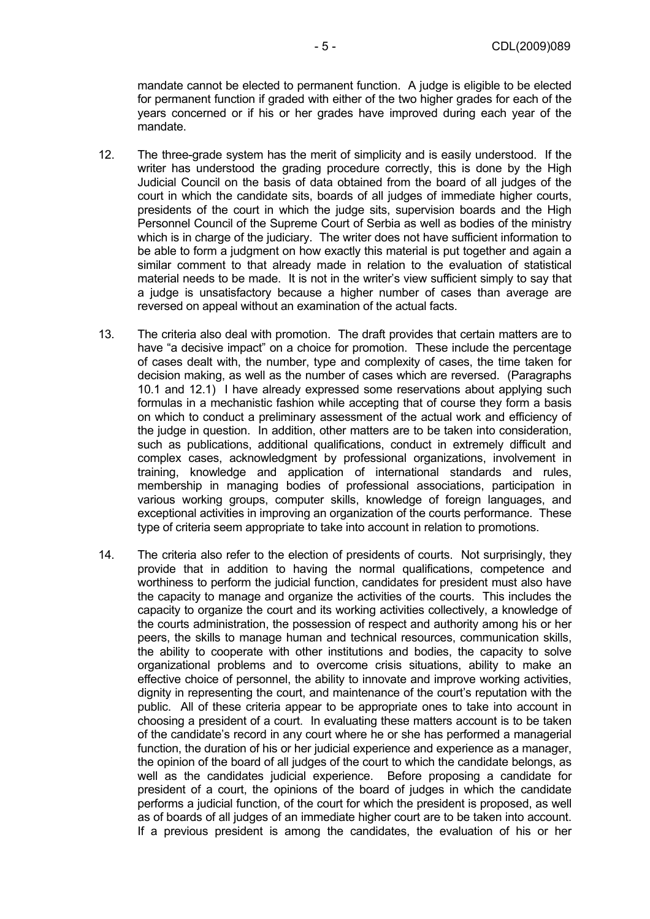mandate cannot be elected to permanent function. A judge is eligible to be elected for permanent function if graded with either of the two higher grades for each of the years concerned or if his or her grades have improved during each year of the mandate.

12. The three-grade system has the merit of simplicity and is easily understood. If the writer has understood the grading procedure correctly, this is done by the High Judicial Council on the basis of data obtained from the board of all judges of the court in which the candidate sits, boards of all judges of immediate higher courts, presidents of the court in which the judge sits, supervision boards and the High Personnel Council of the Supreme Court of Serbia as well as bodies of the ministry which is in charge of the judiciary. The writer does not have sufficient information to be able to form a judgment on how exactly this material is put together and again a similar comment to that already made in relation to the evaluation of statistical material needs to be made. It is not in the writer's view sufficient simply to say that a judge is unsatisfactory because a higher number of cases than average are reversed on appeal without an examination of the actual facts.

13. The criteria also deal with promotion. The draft provides that certain matters are to have "a decisive impact" on a choice for promotion. These include the percentage of cases dealt with, the number, type and complexity of cases, the time taken for decision making, as well as the number of cases which are reversed. (Paragraphs 10.1 and 12.1) I have already expressed some reservations about applying such formulas in a mechanistic fashion while accepting that of course they form a basis on which to conduct a preliminary assessment of the actual work and efficiency of the judge in question. In addition, other matters are to be taken into consideration, such as publications, additional qualifications, conduct in extremely difficult and complex cases, acknowledgment by professional organizations, involvement in training, knowledge and application of international standards and rules, membership in managing bodies of professional associations, participation in various working groups, computer skills, knowledge of foreign languages, and exceptional activities in improving an organization of the courts performance. These type of criteria seem appropriate to take into account in relation to promotions.

14. The criteria also refer to the election of presidents of courts. Not surprisingly, they provide that in addition to having the normal qualifications, competence and worthiness to perform the judicial function, candidates for president must also have the capacity to manage and organize the activities of the courts. This includes the capacity to organize the court and its working activities collectively, a knowledge of the courts administration, the possession of respect and authority among his or her peers, the skills to manage human and technical resources, communication skills, the ability to cooperate with other institutions and bodies, the capacity to solve organizational problems and to overcome crisis situations, ability to make an effective choice of personnel, the ability to innovate and improve working activities, dignity in representing the court, and maintenance of the court's reputation with the public. All of these criteria appear to be appropriate ones to take into account in choosing a president of a court. In evaluating these matters account is to be taken of the candidate's record in any court where he or she has performed a managerial function, the duration of his or her judicial experience and experience as a manager, the opinion of the board of all judges of the court to which the candidate belongs, as well as the candidates judicial experience. Before proposing a candidate for president of a court, the opinions of the board of judges in which the candidate performs a judicial function, of the court for which the president is proposed, as well as of boards of all judges of an immediate higher court are to be taken into account. If a previous president is among the candidates, the evaluation of his or her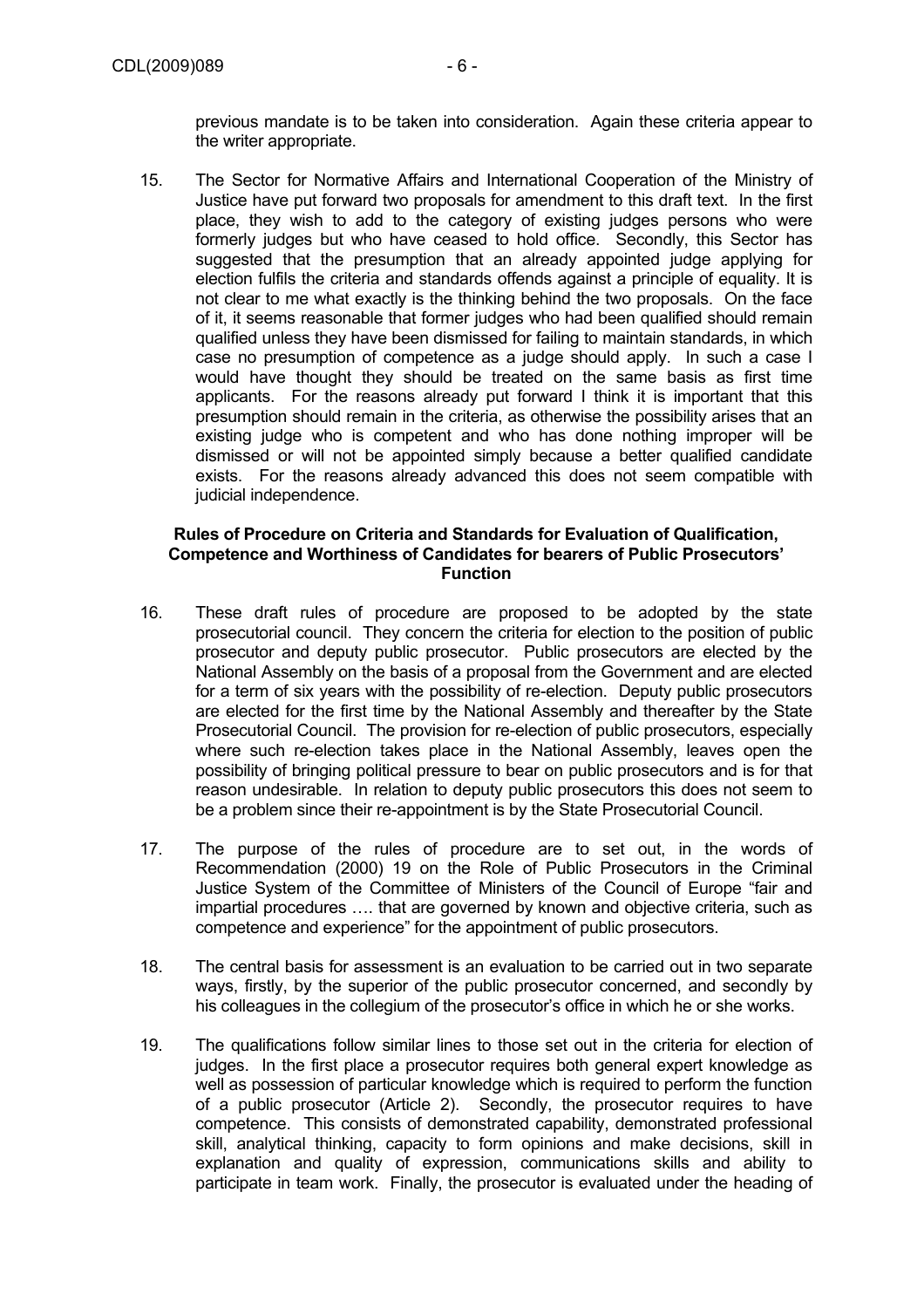previous mandate is to be taken into consideration. Again these criteria appear to the writer appropriate.

15. The Sector for Normative Affairs and International Cooperation of the Ministry of Justice have put forward two proposals for amendment to this draft text. In the first place, they wish to add to the category of existing judges persons who were formerly judges but who have ceased to hold office. Secondly, this Sector has suggested that the presumption that an already appointed judge applying for election fulfils the criteria and standards offends against a principle of equality. It is not clear to me what exactly is the thinking behind the two proposals. On the face of it, it seems reasonable that former judges who had been qualified should remain qualified unless they have been dismissed for failing to maintain standards, in which case no presumption of competence as a judge should apply. In such a case I would have thought they should be treated on the same basis as first time applicants. For the reasons already put forward I think it is important that this presumption should remain in the criteria, as otherwise the possibility arises that an existing judge who is competent and who has done nothing improper will be dismissed or will not be appointed simply because a better qualified candidate exists. For the reasons already advanced this does not seem compatible with judicial independence.

### Rules of Procedure on Criteria and Standards for Evaluation of Qualification, Competence and Worthiness of Candidates for bearers of Public Prosecutors' Function

16. These draft rules of procedure are proposed to be adopted by the state prosecutorial council. They concern the criteria for election to the position of public prosecutor and deputy public prosecutor. Public prosecutors are elected by the National Assembly on the basis of a proposal from the Government and are elected for a term of six years with the possibility of re-election. Deputy public prosecutors are elected for the first time by the National Assembly and thereafter by the State Prosecutorial Council. The provision for re-election of public prosecutors, especially where such re-election takes place in the National Assembly, leaves open the possibility of bringing political pressure to bear on public prosecutors and is for that reason undesirable. In relation to deputy public prosecutors this does not seem to be a problem since their re-appointment is by the State Prosecutorial Council.

17. The purpose of the rules of procedure are to set out, in the words of Recommendation (2000) 19 on the Role of Public Prosecutors in the Criminal Justice System of the Committee of Ministers of the Council of Europe "fair and impartial procedures …. that are governed by known and objective criteria, such as competence and experience" for the appointment of public prosecutors.

18. The central basis for assessment is an evaluation to be carried out in two separate ways, firstly, by the superior of the public prosecutor concerned, and secondly by his colleagues in the collegium of the prosecutor's office in which he or she works.

19. The qualifications follow similar lines to those set out in the criteria for election of judges. In the first place a prosecutor requires both general expert knowledge as well as possession of particular knowledge which is required to perform the function of a public prosecutor (Article 2). Secondly, the prosecutor requires to have competence. This consists of demonstrated capability, demonstrated professional skill, analytical thinking, capacity to form opinions and make decisions, skill in explanation and quality of expression, communications skills and ability to participate in team work. Finally, the prosecutor is evaluated under the heading of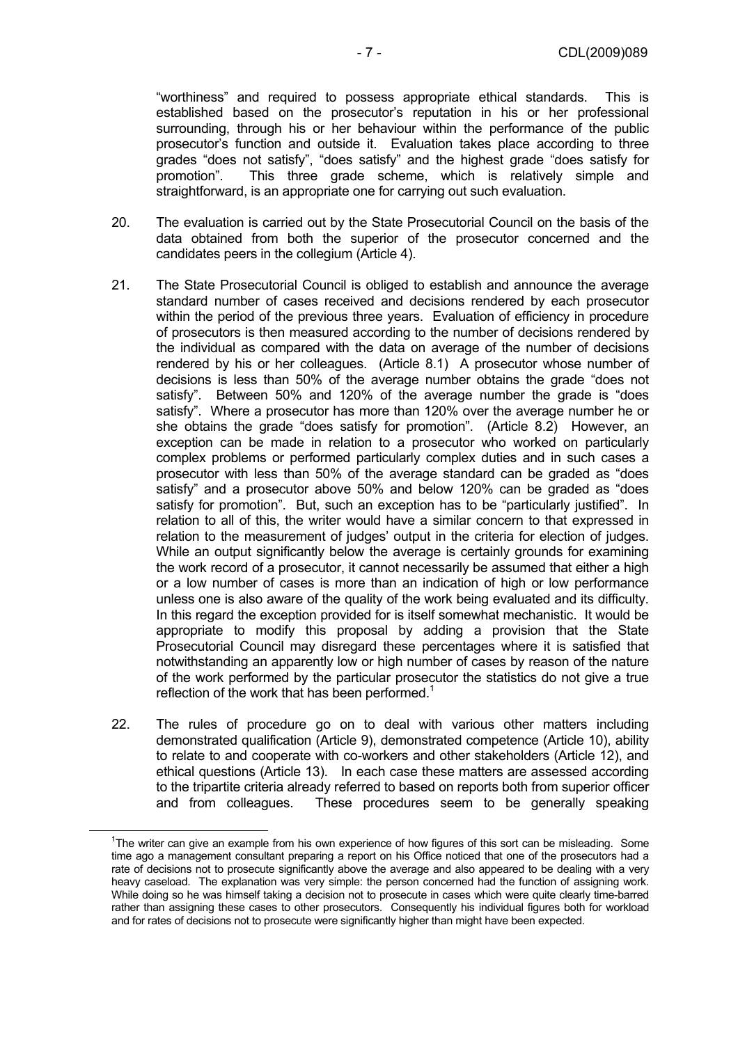"worthiness" and required to possess appropriate ethical standards. This is established based on the prosecutor's reputation in his or her professional surrounding, through his or her behaviour within the performance of the public prosecutor's function and outside it. Evaluation takes place according to three grades "does not satisfy", "does satisfy" and the highest grade "does satisfy for promotion". This three grade scheme, which is relatively simple and straightforward, is an appropriate one for carrying out such evaluation.

20. The evaluation is carried out by the State Prosecutorial Council on the basis of the data obtained from both the superior of the prosecutor concerned and the candidates peers in the collegium (Article 4).

21. The State Prosecutorial Council is obliged to establish and announce the average standard number of cases received and decisions rendered by each prosecutor within the period of the previous three years. Evaluation of efficiency in procedure of prosecutors is then measured according to the number of decisions rendered by the individual as compared with the data on average of the number of decisions rendered by his or her colleagues. (Article 8.1) A prosecutor whose number of decisions is less than 50% of the average number obtains the grade "does not satisfy". Between 50% and 120% of the average number the grade is "does satisfy". Where a prosecutor has more than 120% over the average number he or she obtains the grade "does satisfy for promotion". (Article 8.2) However, an exception can be made in relation to a prosecutor who worked on particularly complex problems or performed particularly complex duties and in such cases a prosecutor with less than 50% of the average standard can be graded as "does satisfy" and a prosecutor above 50% and below 120% can be graded as "does satisfy for promotion". But, such an exception has to be "particularly justified". In relation to all of this, the writer would have a similar concern to that expressed in relation to the measurement of judges' output in the criteria for election of judges. While an output significantly below the average is certainly grounds for examining the work record of a prosecutor, it cannot necessarily be assumed that either a high or a low number of cases is more than an indication of high or low performance unless one is also aware of the quality of the work being evaluated and its difficulty. In this regard the exception provided for is itself somewhat mechanistic. It would be appropriate to modify this proposal by adding a provision that the State Prosecutorial Council may disregard these percentages where it is satisfied that notwithstanding an apparently low or high number of cases by reason of the nature of the work performed by the particular prosecutor the statistics do not give a true reflection of the work that has been performed.[1]

22. The rules of procedure go on to deal with various other matters including demonstrated qualification (Article 9), demonstrated competence (Article 10), ability to relate to and cooperate with co-workers and other stakeholders (Article 12), and ethical questions (Article 13). In each case these matters are assessed according to the tripartite criteria already referred to based on reports both from superior officer and from colleagues. These procedures seem to be generally speaking

---

[1] The writer can give an example from his own experience of how figures of this sort can be misleading. Some time ago a management consultant preparing a report on his Office noticed that one of the prosecutors had a rate of decisions not to prosecute significantly above the average and also appeared to be dealing with a very heavy caseload. The explanation was very simple: the person concerned had the function of assigning work. While doing so he was himself taking a decision not to prosecute in cases which were quite clearly time-barred rather than assigning these cases to other prosecutors. Consequently his individual figures both for workload and for rates of decisions not to prosecute were significantly higher than might have been expected.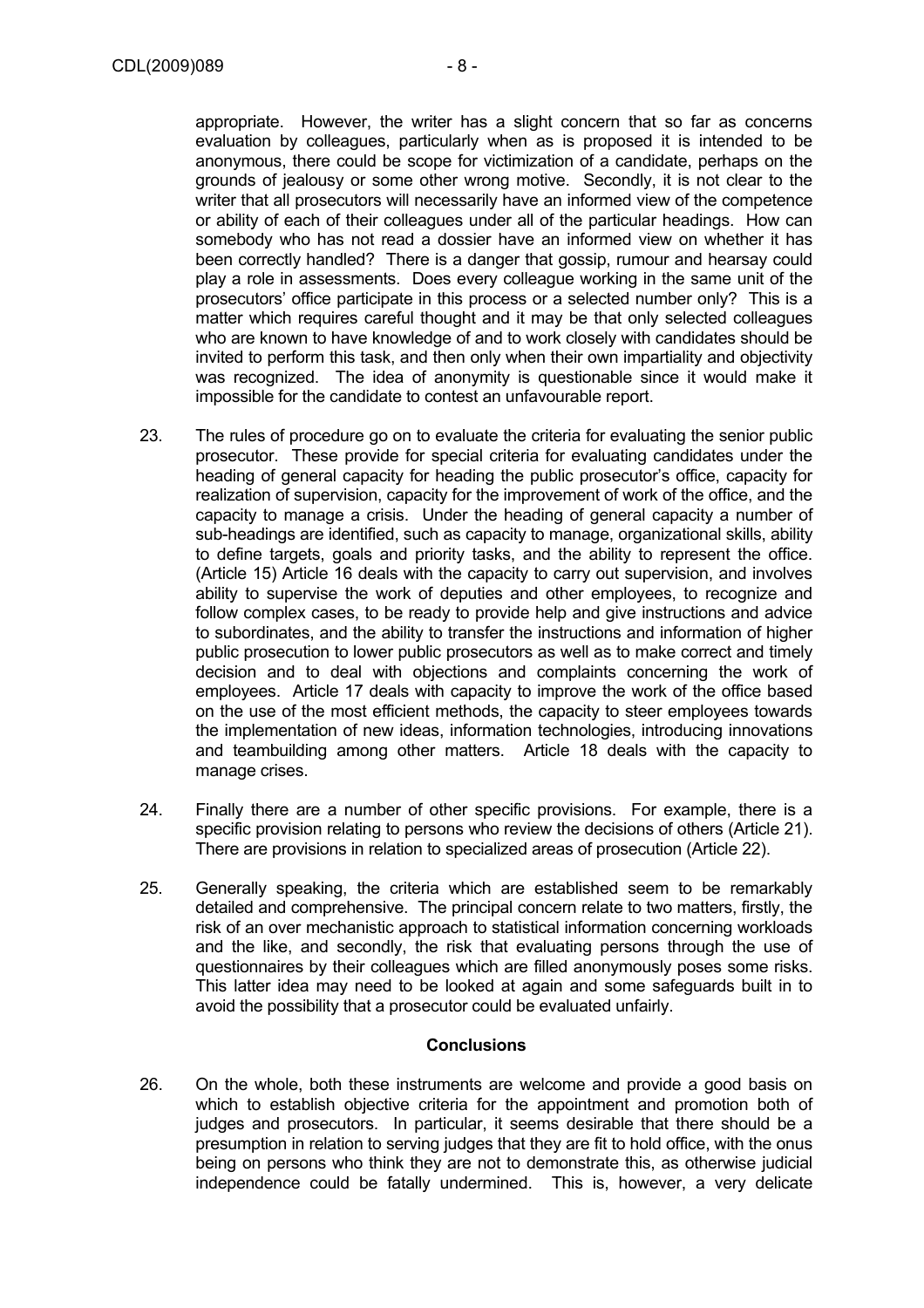appropriate. However, the writer has a slight concern that so far as concerns evaluation by colleagues, particularly when as is proposed it is intended to be anonymous, there could be scope for victimization of a candidate, perhaps on the grounds of jealousy or some other wrong motive. Secondly, it is not clear to the writer that all prosecutors will necessarily have an informed view of the competence or ability of each of their colleagues under all of the particular headings. How can somebody who has not read a dossier have an informed view on whether it has been correctly handled? There is a danger that gossip, rumour and hearsay could play a role in assessments. Does every colleague working in the same unit of the prosecutors' office participate in this process or a selected number only? This is a matter which requires careful thought and it may be that only selected colleagues who are known to have knowledge of and to work closely with candidates should be invited to perform this task, and then only when their own impartiality and objectivity was recognized. The idea of anonymity is questionable since it would make it impossible for the candidate to contest an unfavourable report.

23. The rules of procedure go on to evaluate the criteria for evaluating the senior public prosecutor. These provide for special criteria for evaluating candidates under the heading of general capacity for heading the public prosecutor's office, capacity for realization of supervision, capacity for the improvement of work of the office, and the capacity to manage a crisis. Under the heading of general capacity a number of sub-headings are identified, such as capacity to manage, organizational skills, ability to define targets, goals and priority tasks, and the ability to represent the office. (Article 15) Article 16 deals with the capacity to carry out supervision, and involves ability to supervise the work of deputies and other employees, to recognize and follow complex cases, to be ready to provide help and give instructions and advice to subordinates, and the ability to transfer the instructions and information of higher public prosecution to lower public prosecutors as well as to make correct and timely decision and to deal with objections and complaints concerning the work of employees. Article 17 deals with capacity to improve the work of the office based on the use of the most efficient methods, the capacity to steer employees towards the implementation of new ideas, information technologies, introducing innovations and teambuilding among other matters. Article 18 deals with the capacity to manage crises.

24. Finally there are a number of other specific provisions. For example, there is a specific provision relating to persons who review the decisions of others (Article 21). There are provisions in relation to specialized areas of prosecution (Article 22).

25. Generally speaking, the criteria which are established seem to be remarkably detailed and comprehensive. The principal concern relate to two matters, firstly, the risk of an over mechanistic approach to statistical information concerning workloads and the like, and secondly, the risk that evaluating persons through the use of questionnaires by their colleagues which are filled anonymously poses some risks. This latter idea may need to be looked at again and some safeguards built in to avoid the possibility that a prosecutor could be evaluated unfairly.

## Conclusions

26. On the whole, both these instruments are welcome and provide a good basis on which to establish objective criteria for the appointment and promotion both of judges and prosecutors. In particular, it seems desirable that there should be a presumption in relation to serving judges that they are fit to hold office, with the onus being on persons who think they are not to demonstrate this, as otherwise judicial independence could be fatally undermined. This is, however, a very delicate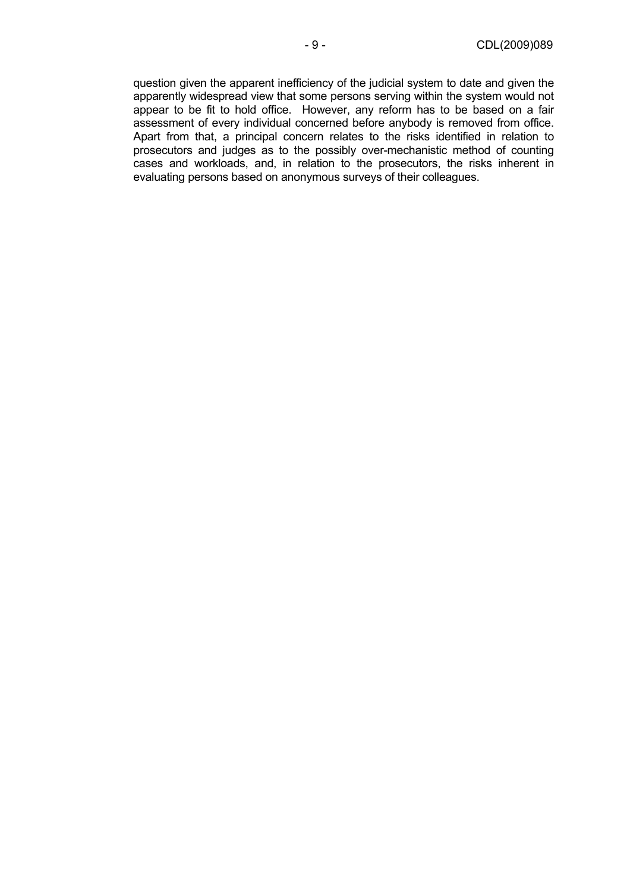question given the apparent inefficiency of the judicial system to date and given the apparently widespread view that some persons serving within the system would not appear to be fit to hold office. However, any reform has to be based on a fair assessment of every individual concerned before anybody is removed from office. Apart from that, a principal concern relates to the risks identified in relation to prosecutors and judges as to the possibly over-mechanistic method of counting cases and workloads, and, in relation to the prosecutors, the risks inherent in evaluating persons based on anonymous surveys of their colleagues.